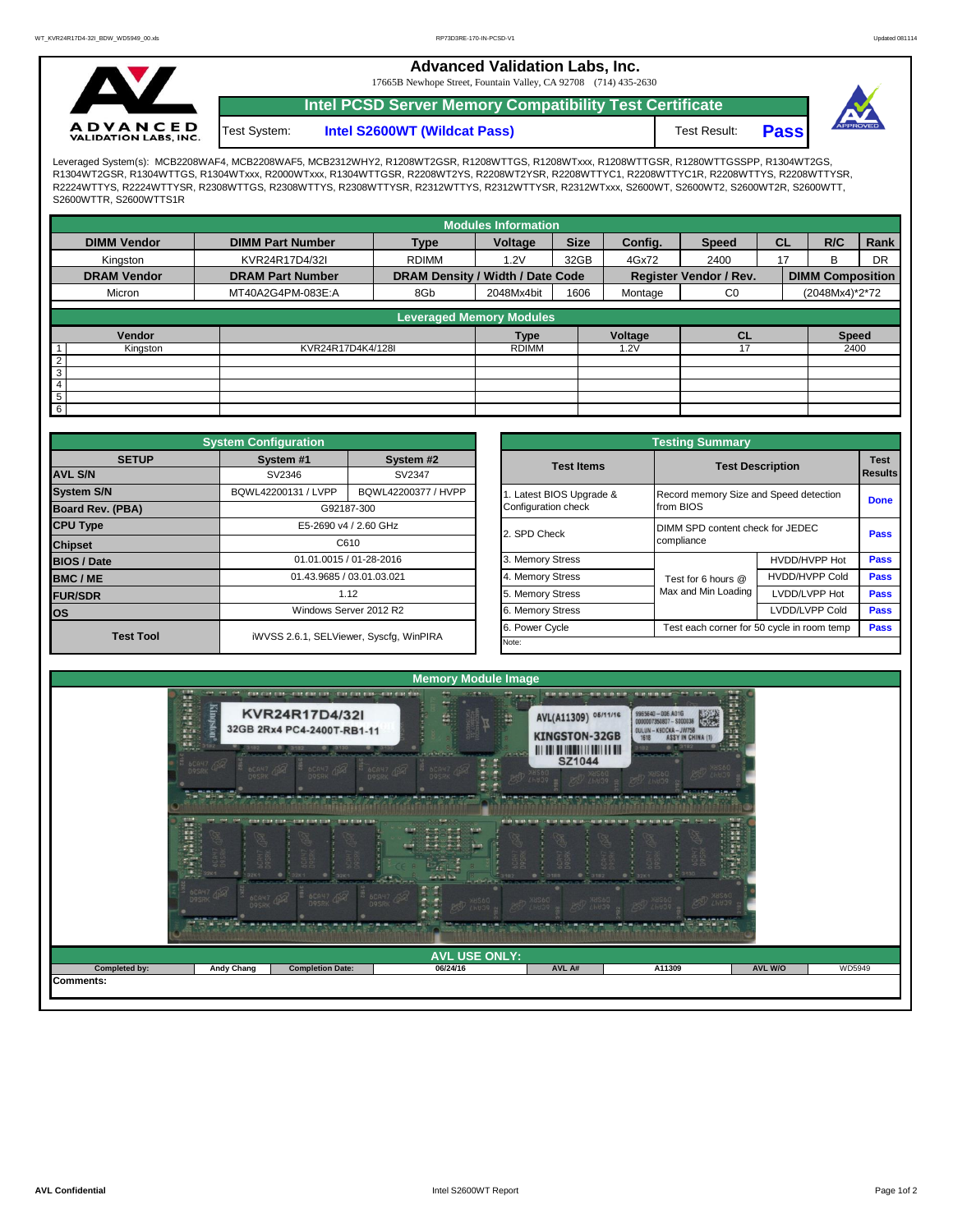# Advanced Validation Labs, Inc.

17665B Newhope Street, Fountain Valley, CA 92708 (714) 435-2630

## Intel PCSD Server Memory Compatibility Test Certificate

Test System: **Intel S2600WT (Wildcat Pass)** Test Result: **Pass**

Leveraged System(s): MCB2208WAF4, MCB2208WAF5, MCB2312WHY2, R1208WT2GSR, R1208WTTGS, R1208WTxxx, R1208WTTGSR, R1280WTTGSSPP, R1304WT2GS, R1304WT2GSR, R1304WTTGS, R1304WTxxx, R2000WTxxx, R1304WTTGSR, R2208WT2YS, R2208WT2YSR, R2208WTTYC1, R2208WTTYC1R, R2208WTTYS, R2208WTTYSR, R2224WTTYS, R2224WTTYSR, R2308WTTGS, R2308WTTYS, R2308WTTYSR, R2312WTTYS, R2312WTTYSR, R2312WTxxx, S2600WT, S2600WT2, S2600WT2R, S2600WTT, S2600WTTR, S2600WTTS1R

## Modules Information

| DIMM Vendor | DIMM Part Number | Type | Voltage | Size | Config. | Speed | CL | R/C | Rank |
|---|---|---|---|---|---|---|---|---|---|
| Kingston | KVR24R17D4/32I | RDIMM | 1.2V | 32GB | 4Gx72 | 2400 | 17 | B | DR |
| **DRAM Vendor** | **DRAM Part Number** | **DRAM Density / Width / Date Code** | | | **Register Vendor / Rev.** | | **DIMM Composition** | | |
| Micron | MT40A2G4PM-083E:A | 8Gb | 2048Mx4bit | 1606 | Montage | C0 | (2048Mx4)*2*72 | | |

## Leveraged Memory Modules

| | Vendor | | Type | Voltage | CL | Speed |
|---|---|---|---|---|---|---|
| 1 | Kingston | KVR24R17D4K4/128I | RDIMM | 1.2V | 17 | 2400 |
| 2 | | | | | | |
| 3 | | | | | | |
| 4 | | | | | | |
| 5 | | | | | | |
| 6 | | | | | | |

## System Configuration

| SETUP | System #1 | System #2 |
|---|---|---|
| AVL S/N | SV2346 | SV2347 |
| System S/N | BQWL42200131 / LVPP | BQWL42200377 / HVPP |
| Board Rev. (PBA) | G92187-300 | |
| CPU Type | E5-2690 v4 / 2.60 GHz | |
| Chipset | C610 | |
| BIOS / Date | 01.01.0015 / 01-28-2016 | |
| BMC / ME | 01.43.9685 / 03.01.03.021 | |
| FUR/SDR | 1.12 | |
| OS | Windows Server 2012 R2 | |
| Test Tool | iWVSS 2.6.1, SELViewer, Syscfg, WinPIRA | |

## Testing Summary

| Test Items | Test Description | | Test Results |
|---|---|---|---|
| 1. Latest BIOS Upgrade & Configuration check | Record memory Size and Speed detection from BIOS | | Done |
| 2. SPD Check | DIMM SPD content check for JEDEC compliance | | Pass |
| 3. Memory Stress | Test for 6 hours @ Max and Min Loading | HVDD/HVPP Hot | Pass |
| 4. Memory Stress | | HVDD/HVPP Cold | Pass |
| 5. Memory Stress | | LVDD/LVPP Hot | Pass |
| 6. Memory Stress | | LVDD/LVPP Cold | Pass |
| 6. Power Cycle | Test each corner for 50 cycle in room temp | | Pass |

Note:

## Memory Module Image

## AVL USE ONLY:

| Completed by: | Andy Chang | Completion Date: | 06/24/16 | AVL A# | A11309 | AVL W/O | WD5949 |
|---|---|---|---|---|---|---|---|

Comments: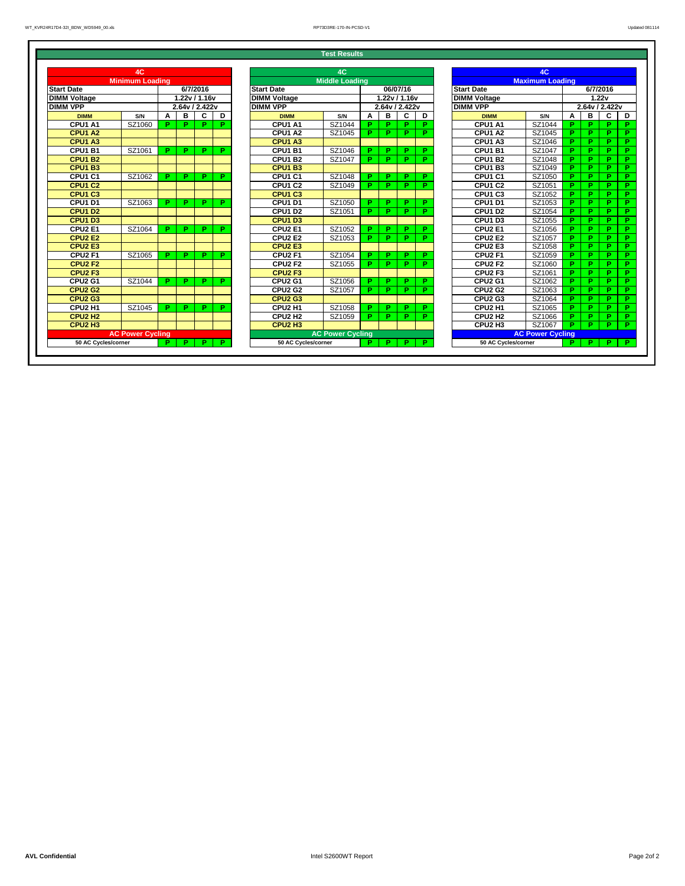## Test Results

| 4C Minimum Loading | | | | | |
|---|---|---|---|---|---|
| Start Date | | 6/7/2016 | | | |
| DIMM Voltage | | 1.22v / 1.16v | | | |
| DIMM VPP | | 2.64v / 2.422v | | | |
| DIMM | S/N | A | B | C | D |
| CPU1 A1 | SZ1060 | P | P | P | P |
| CPU1 A2 | | | | | |
| CPU1 A3 | | | | | |
| CPU1 B1 | SZ1061 | P | P | P | P |
| CPU1 B2 | | | | | |
| CPU1 B3 | | | | | |
| CPU1 C1 | SZ1062 | P | P | P | P |
| CPU1 C2 | | | | | |
| CPU1 C3 | | | | | |
| CPU1 D1 | SZ1063 | P | P | P | P |
| CPU1 D2 | | | | | |
| CPU1 D3 | | | | | |
| CPU2 E1 | SZ1064 | P | P | P | P |
| CPU2 E2 | | | | | |
| CPU2 E3 | | | | | |
| CPU2 F1 | SZ1065 | P | P | P | P |
| CPU2 F2 | | | | | |
| CPU2 F3 | | | | | |
| CPU2 G1 | SZ1044 | P | P | P | P |
| CPU2 G2 | | | | | |
| CPU2 G3 | | | | | |
| CPU2 H1 | SZ1045 | P | P | P | P |
| CPU2 H2 | | | | | |
| CPU2 H3 | | | | | |
| AC Power Cycling | | | | | |
| 50 AC Cycles/corner | | P | P | P | P |

| 4C Middle Loading | | | | | |
|---|---|---|---|---|---|
| Start Date | | 06/07/16 | | | |
| DIMM Voltage | | 1.22v / 1.16v | | | |
| DIMM VPP | | 2.64v / 2.422v | | | |
| DIMM | S/N | A | B | C | D |
| CPU1 A1 | SZ1044 | P | P | P | P |
| CPU1 A2 | SZ1045 | P | P | P | P |
| CPU1 A3 | | | | | |
| CPU1 B1 | SZ1046 | P | P | P | P |
| CPU1 B2 | SZ1047 | P | P | P | P |
| CPU1 B3 | | | | | |
| CPU1 C1 | SZ1048 | P | P | P | P |
| CPU1 C2 | SZ1049 | P | P | P | P |
| CPU1 C3 | | | | | |
| CPU1 D1 | SZ1050 | P | P | P | P |
| CPU1 D2 | SZ1051 | P | P | P | P |
| CPU1 D3 | | | | | |
| CPU2 E1 | SZ1052 | P | P | P | P |
| CPU2 E2 | SZ1053 | P | P | P | P |
| CPU2 E3 | | | | | |
| CPU2 F1 | SZ1054 | P | P | P | P |
| CPU2 F2 | SZ1055 | P | P | P | P |
| CPU2 F3 | | | | | |
| CPU2 G1 | SZ1056 | P | P | P | P |
| CPU2 G2 | SZ1057 | P | P | P | P |
| CPU2 G3 | | | | | |
| CPU2 H1 | SZ1058 | P | P | P | P |
| CPU2 H2 | SZ1059 | P | P | P | P |
| CPU2 H3 | | | | | |
| AC Power Cycling | | | | | |
| 50 AC Cycles/corner | | P | P | P | P |

| 4C Maximum Loading | | | | | |
|---|---|---|---|---|---|
| Start Date | | 6/7/2016 | | | |
| DIMM Voltage | | 1.22v | | | |
| DIMM VPP | | 2.64v / 2.422v | | | |
| DIMM | S/N | A | B | C | D |
| CPU1 A1 | SZ1044 | P | P | P | P |
| CPU1 A2 | SZ1045 | P | P | P | P |
| CPU1 A3 | SZ1046 | P | P | P | P |
| CPU1 B1 | SZ1047 | P | P | P | P |
| CPU1 B2 | SZ1048 | P | P | P | P |
| CPU1 B3 | SZ1049 | P | P | P | P |
| CPU1 C1 | SZ1050 | P | P | P | P |
| CPU1 C2 | SZ1051 | P | P | P | P |
| CPU1 C3 | SZ1052 | P | P | P | P |
| CPU1 D1 | SZ1053 | P | P | P | P |
| CPU1 D2 | SZ1054 | P | P | P | P |
| CPU1 D3 | SZ1055 | P | P | P | P |
| CPU2 E1 | SZ1056 | P | P | P | P |
| CPU2 E2 | SZ1057 | P | P | P | P |
| CPU2 E3 | SZ1058 | P | P | P | P |
| CPU2 F1 | SZ1059 | P | P | P | P |
| CPU2 F2 | SZ1060 | P | P | P | P |
| CPU2 F3 | SZ1061 | P | P | P | P |
| CPU2 G1 | SZ1062 | P | P | P | P |
| CPU2 G2 | SZ1063 | P | P | P | P |
| CPU2 G3 | SZ1064 | P | P | P | P |
| CPU2 H1 | SZ1065 | P | P | P | P |
| CPU2 H2 | SZ1066 | P | P | P | P |
| CPU2 H3 | SZ1067 | P | P | P | P |
| AC Power Cycling | | | | | |
| 50 AC Cycles/corner | | P | P | P | P |